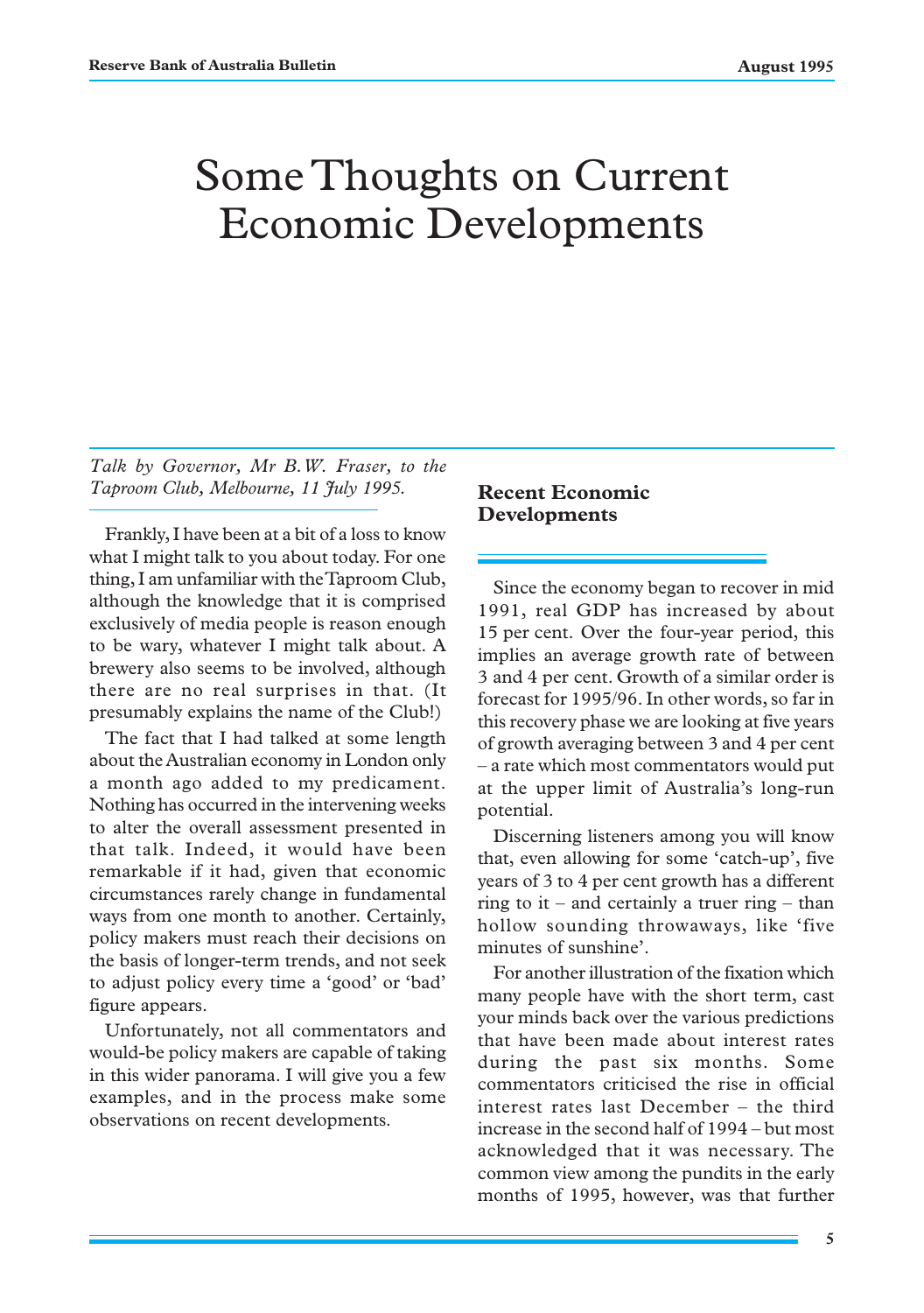# Some Thoughts on Current Economic Developments

*Talk by Governor, Mr B.W. Fraser, to the Taproom Club, Melbourne, 11 July 1995.*

Frankly, I have been at a bit of a loss to know what I might talk to you about today. For one thing, I am unfamiliar with the Taproom Club, although the knowledge that it is comprised exclusively of media people is reason enough to be wary, whatever I might talk about. A brewery also seems to be involved, although there are no real surprises in that. (It presumably explains the name of the Club!)

The fact that I had talked at some length about the Australian economy in London only a month ago added to my predicament. Nothing has occurred in the intervening weeks to alter the overall assessment presented in that talk. Indeed, it would have been remarkable if it had, given that economic circumstances rarely change in fundamental ways from one month to another. Certainly, policy makers must reach their decisions on the basis of longer-term trends, and not seek to adjust policy every time a 'good' or 'bad' figure appears.

Unfortunately, not all commentators and would-be policy makers are capable of taking in this wider panorama. I will give you a few examples, and in the process make some observations on recent developments.

## Recent Economic Developments

Since the economy began to recover in mid 1991, real GDP has increased by about 15 per cent. Over the four-year period, this implies an average growth rate of between 3 and 4 per cent. Growth of a similar order is forecast for 1995/96. In other words, so far in this recovery phase we are looking at five years of growth averaging between 3 and 4 per cent – a rate which most commentators would put at the upper limit of Australia's long-run potential.

Discerning listeners among you will know that, even allowing for some 'catch-up', five years of 3 to 4 per cent growth has a different ring to it – and certainly a truer ring – than hollow sounding throwaways, like 'five minutes of sunshine'.

For another illustration of the fixation which many people have with the short term, cast your minds back over the various predictions that have been made about interest rates during the past six months. Some commentators criticised the rise in official interest rates last December – the third increase in the second half of 1994 – but most acknowledged that it was necessary. The common view among the pundits in the early months of 1995, however, was that further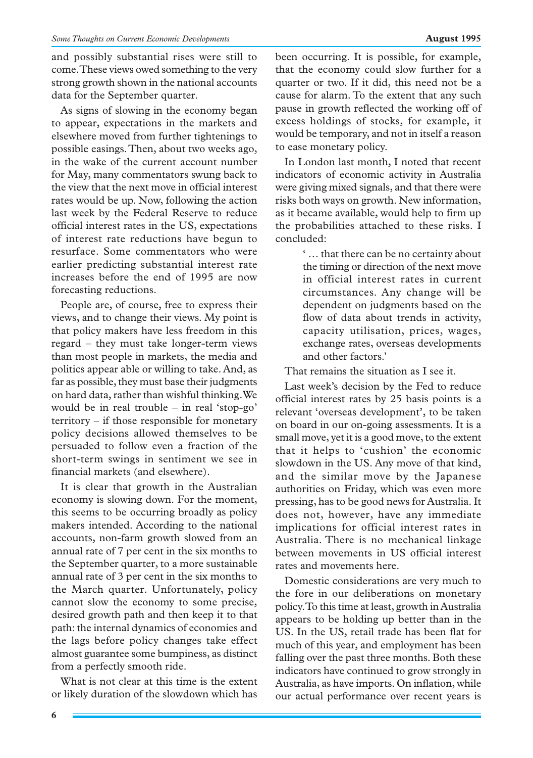and possibly substantial rises were still to come. These views owed something to the very strong growth shown in the national accounts data for the September quarter.

As signs of slowing in the economy began to appear, expectations in the markets and elsewhere moved from further tightenings to possible easings. Then, about two weeks ago, in the wake of the current account number for May, many commentators swung back to the view that the next move in official interest rates would be up. Now, following the action last week by the Federal Reserve to reduce official interest rates in the US, expectations of interest rate reductions have begun to resurface. Some commentators who were earlier predicting substantial interest rate increases before the end of 1995 are now forecasting reductions.

People are, of course, free to express their views, and to change their views. My point is that policy makers have less freedom in this regard – they must take longer-term views than most people in markets, the media and politics appear able or willing to take. And, as far as possible, they must base their judgments on hard data, rather than wishful thinking. We would be in real trouble – in real 'stop-go' territory – if those responsible for monetary policy decisions allowed themselves to be persuaded to follow even a fraction of the short-term swings in sentiment we see in financial markets (and elsewhere).

It is clear that growth in the Australian economy is slowing down. For the moment, this seems to be occurring broadly as policy makers intended. According to the national accounts, non-farm growth slowed from an annual rate of 7 per cent in the six months to the September quarter, to a more sustainable annual rate of 3 per cent in the six months to the March quarter. Unfortunately, policy cannot slow the economy to some precise, desired growth path and then keep it to that path: the internal dynamics of economies and the lags before policy changes take effect almost guarantee some bumpiness, as distinct from a perfectly smooth ride.

What is not clear at this time is the extent or likely duration of the slowdown which has been occurring. It is possible, for example, that the economy could slow further for a quarter or two. If it did, this need not be a cause for alarm. To the extent that any such pause in growth reflected the working off of excess holdings of stocks, for example, it would be temporary, and not in itself a reason to ease monetary policy.

In London last month, I noted that recent indicators of economic activity in Australia were giving mixed signals, and that there were risks both ways on growth. New information, as it became available, would help to firm up the probabilities attached to these risks. I concluded:

> '… that there can be no certainty about the timing or direction of the next move in official interest rates in current circumstances. Any change will be dependent on judgments based on the flow of data about trends in activity, capacity utilisation, prices, wages, exchange rates, overseas developments and other factors.'

That remains the situation as I see it.

Last week's decision by the Fed to reduce official interest rates by 25 basis points is a relevant 'overseas development', to be taken on board in our on-going assessments. It is a small move, yet it is a good move, to the extent that it helps to 'cushion' the economic slowdown in the US. Any move of that kind, and the similar move by the Japanese authorities on Friday, which was even more pressing, has to be good news for Australia. It does not, however, have any immediate implications for official interest rates in Australia. There is no mechanical linkage between movements in US official interest rates and movements here.

Domestic considerations are very much to the fore in our deliberations on monetary policy. To this time at least, growth in Australia appears to be holding up better than in the US. In the US, retail trade has been flat for much of this year, and employment has been falling over the past three months. Both these indicators have continued to grow strongly in Australia, as have imports. On inflation, while our actual performance over recent years is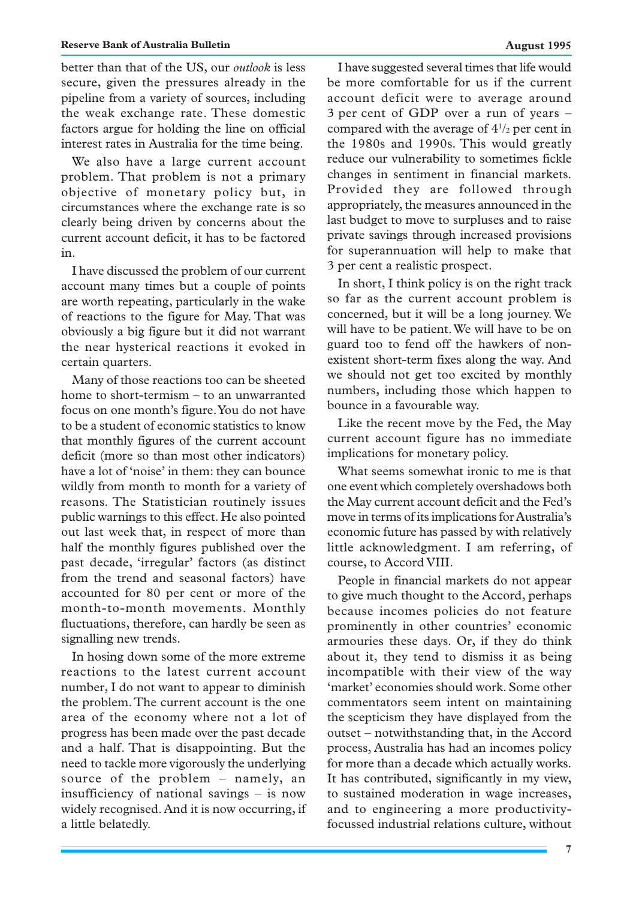better than that of the US, our *outlook* is less secure, given the pressures already in the pipeline from a variety of sources, including the weak exchange rate. These domestic factors argue for holding the line on official interest rates in Australia for the time being.

We also have a large current account problem. That problem is not a primary objective of monetary policy but, in circumstances where the exchange rate is so clearly being driven by concerns about the current account deficit, it has to be factored in.

I have discussed the problem of our current account many times but a couple of points are worth repeating, particularly in the wake of reactions to the figure for May. That was obviously a big figure but it did not warrant the near hysterical reactions it evoked in certain quarters.

Many of those reactions too can be sheeted home to short-termism – to an unwarranted focus on one month's figure. You do not have to be a student of economic statistics to know that monthly figures of the current account deficit (more so than most other indicators) have a lot of 'noise' in them: they can bounce wildly from month to month for a variety of reasons. The Statistician routinely issues public warnings to this effect. He also pointed out last week that, in respect of more than half the monthly figures published over the past decade, 'irregular' factors (as distinct from the trend and seasonal factors) have accounted for 80 per cent or more of the month-to-month movements. Monthly fluctuations, therefore, can hardly be seen as signalling new trends.

In hosing down some of the more extreme reactions to the latest current account number, I do not want to appear to diminish the problem. The current account is the one area of the economy where not a lot of progress has been made over the past decade and a half. That is disappointing. But the need to tackle more vigorously the underlying source of the problem – namely, an insufficiency of national savings – is now widely recognised. And it is now occurring, if a little belatedly.

I have suggested several times that life would be more comfortable for us if the current account deficit were to average around 3 per cent of GDP over a run of years – compared with the average of 4½ per cent in the 1980s and 1990s. This would greatly reduce our vulnerability to sometimes fickle changes in sentiment in financial markets. Provided they are followed through appropriately, the measures announced in the last budget to move to surpluses and to raise private savings through increased provisions for superannuation will help to make that 3 per cent a realistic prospect.

In short, I think policy is on the right track so far as the current account problem is concerned, but it will be a long journey. We will have to be patient. We will have to be on guard too to fend off the hawkers of non-existent short-term fixes along the way. And we should not get too excited by monthly numbers, including those which happen to bounce in a favourable way.

Like the recent move by the Fed, the May current account figure has no immediate implications for monetary policy.

What seems somewhat ironic to me is that one event which completely overshadows both the May current account deficit and the Fed's move in terms of its implications for Australia's economic future has passed by with relatively little acknowledgment. I am referring, of course, to Accord VIII.

People in financial markets do not appear to give much thought to the Accord, perhaps because incomes policies do not feature prominently in other countries' economic armouries these days. Or, if they do think about it, they tend to dismiss it as being incompatible with their view of the way 'market' economies should work. Some other commentators seem intent on maintaining the scepticism they have displayed from the outset – notwithstanding that, in the Accord process, Australia has had an incomes policy for more than a decade which actually works. It has contributed, significantly in my view, to sustained moderation in wage increases, and to engineering a more productivity-focussed industrial relations culture, without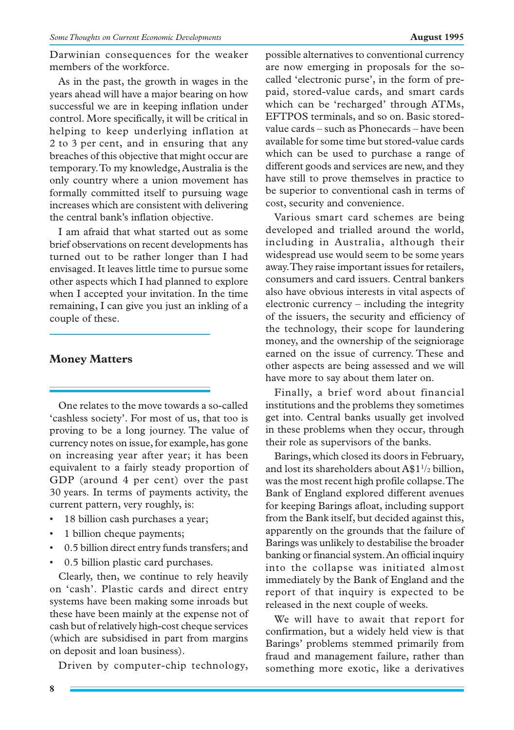Darwinian consequences for the weaker members of the workforce.

As in the past, the growth in wages in the years ahead will have a major bearing on how successful we are in keeping inflation under control. More specifically, it will be critical in helping to keep underlying inflation at 2 to 3 per cent, and in ensuring that any breaches of this objective that might occur are temporary. To my knowledge, Australia is the only country where a union movement has formally committed itself to pursuing wage increases which are consistent with delivering the central bank's inflation objective.

I am afraid that what started out as some brief observations on recent developments has turned out to be rather longer than I had envisaged. It leaves little time to pursue some other aspects which I had planned to explore when I accepted your invitation. In the time remaining, I can give you just an inkling of a couple of these.

## Money Matters

One relates to the move towards a so-called 'cashless society'. For most of us, that too is proving to be a long journey. The value of currency notes on issue, for example, has gone on increasing year after year; it has been equivalent to a fairly steady proportion of GDP (around 4 per cent) over the past 30 years. In terms of payments activity, the current pattern, very roughly, is:

- 18 billion cash purchases a year;
- 1 billion cheque payments;
- 0.5 billion direct entry funds transfers; and
- 0.5 billion plastic card purchases.

Clearly, then, we continue to rely heavily on 'cash'. Plastic cards and direct entry systems have been making some inroads but these have been mainly at the expense not of cash but of relatively high-cost cheque services (which are subsidised in part from margins on deposit and loan business).

Driven by computer-chip technology, possible alternatives to conventional currency are now emerging in proposals for the so-called 'electronic purse', in the form of pre-paid, stored-value cards, and smart cards which can be 'recharged' through ATMs, EFTPOS terminals, and so on. Basic stored-value cards – such as Phonecards – have been available for some time but stored-value cards which can be used to purchase a range of different goods and services are new, and they have still to prove themselves in practice to be superior to conventional cash in terms of cost, security and convenience.

Various smart card schemes are being developed and trialled around the world, including in Australia, although their widespread use would seem to be some years away. They raise important issues for retailers, consumers and card issuers. Central bankers also have obvious interests in vital aspects of electronic currency – including the integrity of the issuers, the security and efficiency of the technology, their scope for laundering money, and the ownership of the seigniorage earned on the issue of currency. These and other aspects are being assessed and we will have more to say about them later on.

Finally, a brief word about financial institutions and the problems they sometimes get into. Central banks usually get involved in these problems when they occur, through their role as supervisors of the banks.

Barings, which closed its doors in February, and lost its shareholders about A$1½ billion, was the most recent high profile collapse. The Bank of England explored different avenues for keeping Barings afloat, including support from the Bank itself, but decided against this, apparently on the grounds that the failure of Barings was unlikely to destabilise the broader banking or financial system. An official inquiry into the collapse was initiated almost immediately by the Bank of England and the report of that inquiry is expected to be released in the next couple of weeks.

We will have to await that report for confirmation, but a widely held view is that Barings' problems stemmed primarily from fraud and management failure, rather than something more exotic, like a derivatives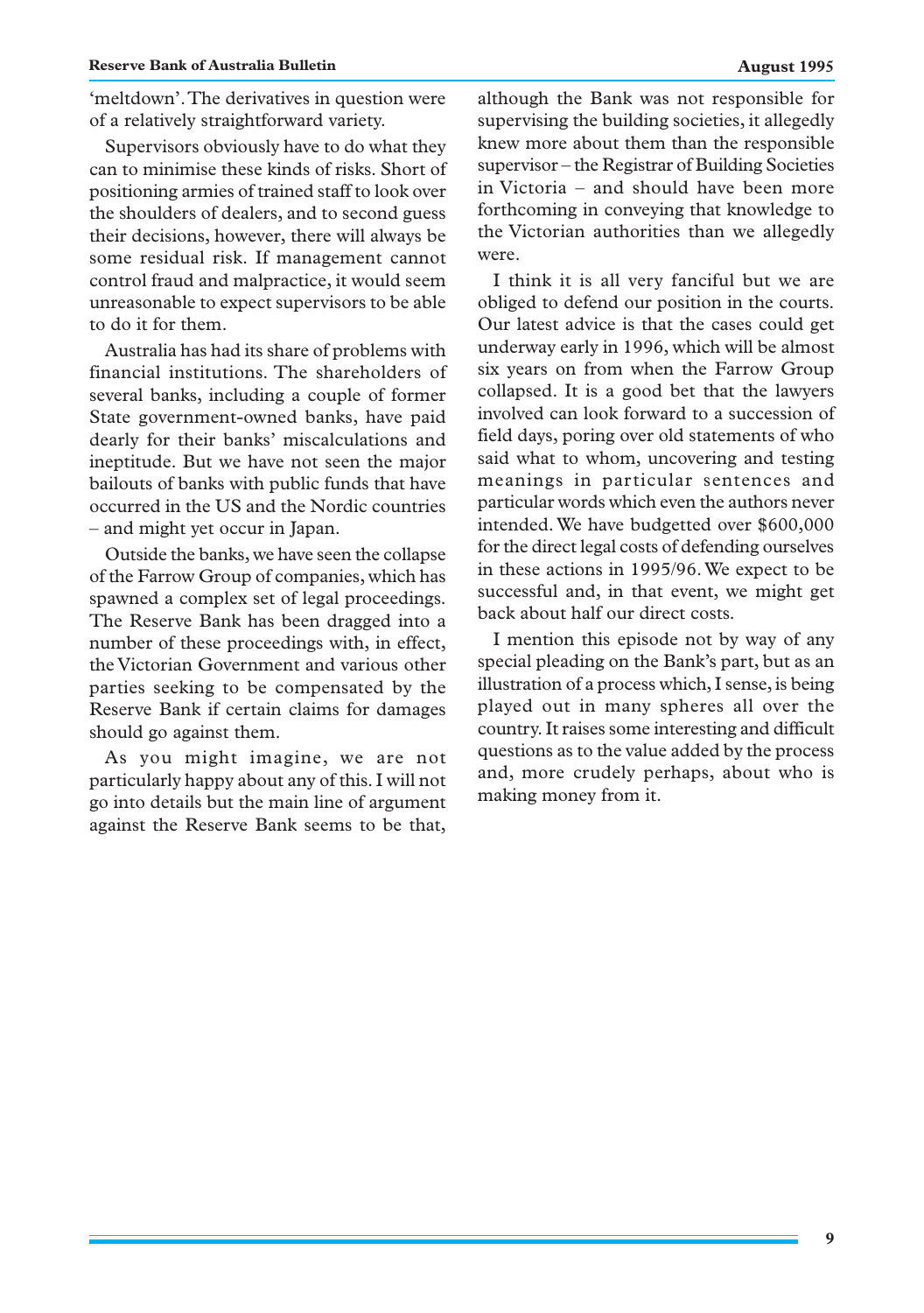'meltdown'. The derivatives in question were of a relatively straightforward variety.

Supervisors obviously have to do what they can to minimise these kinds of risks. Short of positioning armies of trained staff to look over the shoulders of dealers, and to second guess their decisions, however, there will always be some residual risk. If management cannot control fraud and malpractice, it would seem unreasonable to expect supervisors to be able to do it for them.

Australia has had its share of problems with financial institutions. The shareholders of several banks, including a couple of former State government-owned banks, have paid dearly for their banks' miscalculations and ineptitude. But we have not seen the major bailouts of banks with public funds that have occurred in the US and the Nordic countries – and might yet occur in Japan.

Outside the banks, we have seen the collapse of the Farrow Group of companies, which has spawned a complex set of legal proceedings. The Reserve Bank has been dragged into a number of these proceedings with, in effect, the Victorian Government and various other parties seeking to be compensated by the Reserve Bank if certain claims for damages should go against them.

As you might imagine, we are not particularly happy about any of this. I will not go into details but the main line of argument against the Reserve Bank seems to be that, although the Bank was not responsible for supervising the building societies, it allegedly knew more about them than the responsible supervisor – the Registrar of Building Societies in Victoria – and should have been more forthcoming in conveying that knowledge to the Victorian authorities than we allegedly were.

I think it is all very fanciful but we are obliged to defend our position in the courts. Our latest advice is that the cases could get underway early in 1996, which will be almost six years on from when the Farrow Group collapsed. It is a good bet that the lawyers involved can look forward to a succession of field days, poring over old statements of who said what to whom, uncovering and testing meanings in particular sentences and particular words which even the authors never intended. We have budgetted over $600,000 for the direct legal costs of defending ourselves in these actions in 1995/96. We expect to be successful and, in that event, we might get back about half our direct costs.

I mention this episode not by way of any special pleading on the Bank's part, but as an illustration of a process which, I sense, is being played out in many spheres all over the country. It raises some interesting and difficult questions as to the value added by the process and, more crudely perhaps, about who is making money from it.